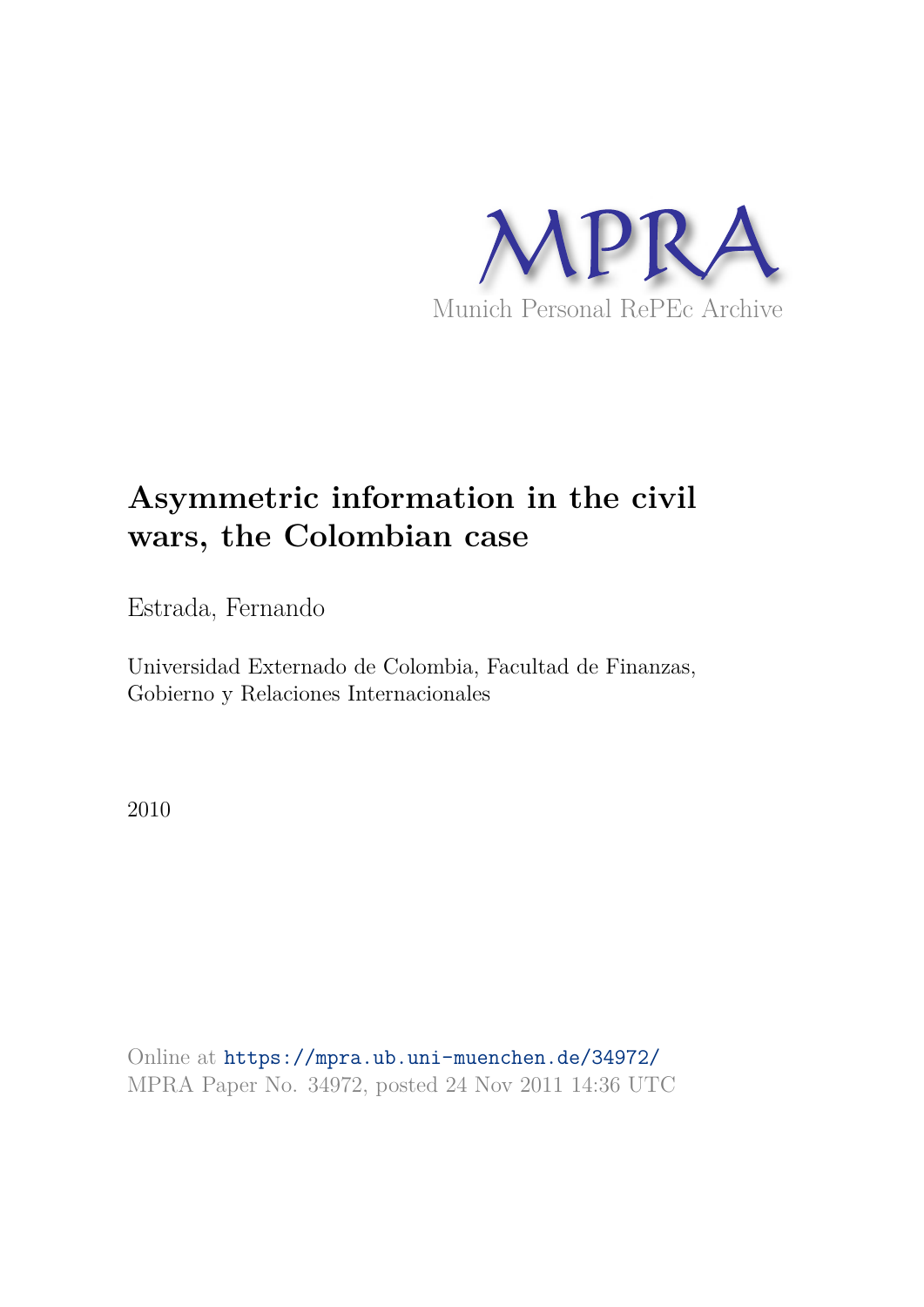MPRA

Munich Personal RePEc Archive

# Asymmetric information in the civil wars, the Colombian case

Estrada, Fernando

Universidad Externado de Colombia, Facultad de Finanzas, Gobierno y Relaciones Internacionales

2010

Online at https://mpra.ub.uni-muenchen.de/34972/
MPRA Paper No. 34972, posted 24 Nov 2011 14:36 UTC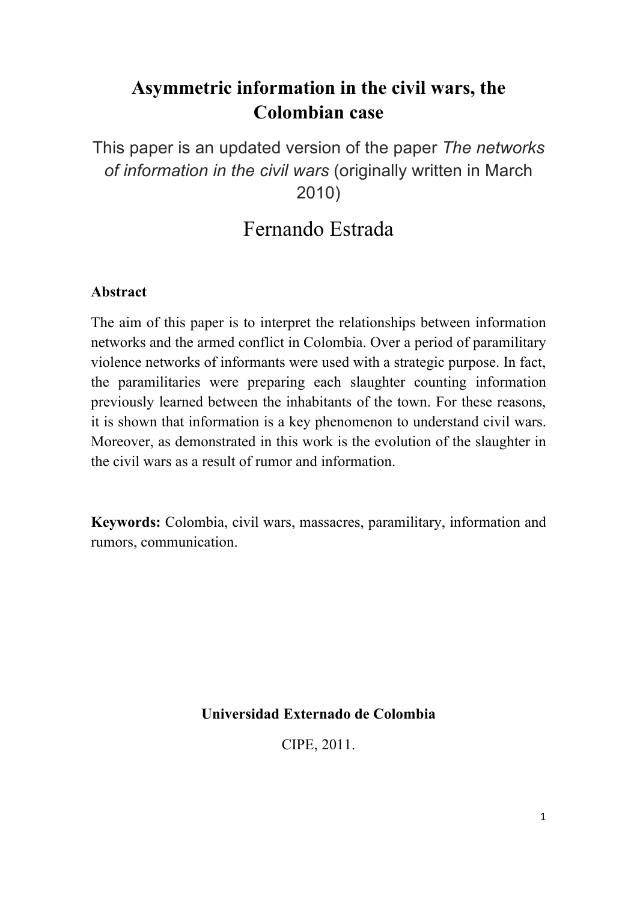# Asymmetric information in the civil wars, the Colombian case

This paper is an updated version of the paper *The networks of information in the civil wars* (originally written in March 2010)

Fernando Estrada

**Abstract**

The aim of this paper is to interpret the relationships between information networks and the armed conflict in Colombia. Over a period of paramilitary violence networks of informants were used with a strategic purpose. In fact, the paramilitaries were preparing each slaughter counting information previously learned between the inhabitants of the town. For these reasons, it is shown that information is a key phenomenon to understand civil wars. Moreover, as demonstrated in this work is the evolution of the slaughter in the civil wars as a result of rumor and information.

**Keywords:** Colombia, civil wars, massacres, paramilitary, information and rumors, communication.

**Universidad Externado de Colombia**

CIPE, 2011.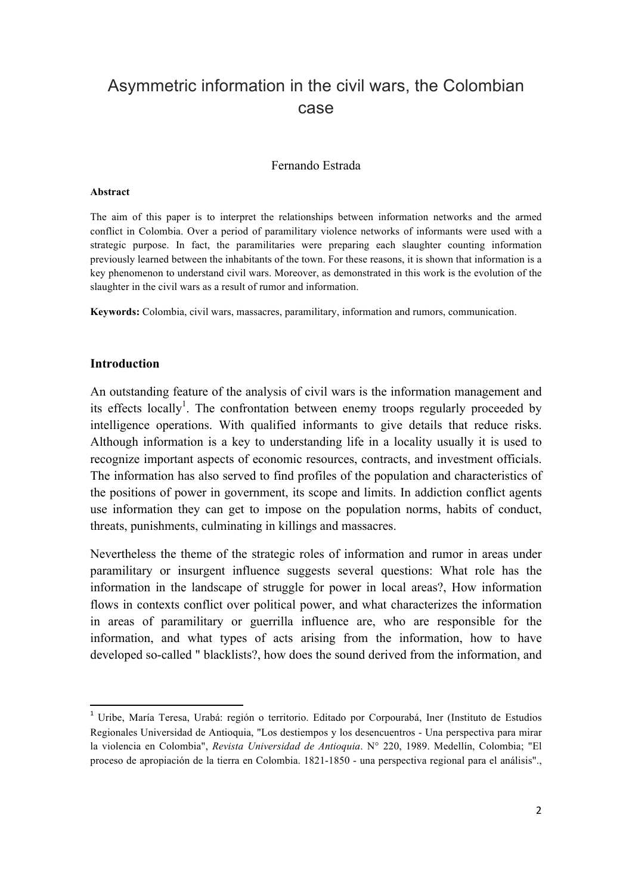# Asymmetric information in the civil wars, the Colombian case

Fernando Estrada

**Abstract**

The aim of this paper is to interpret the relationships between information networks and the armed conflict in Colombia. Over a period of paramilitary violence networks of informants were used with a strategic purpose. In fact, the paramilitaries were preparing each slaughter counting information previously learned between the inhabitants of the town. For these reasons, it is shown that information is a key phenomenon to understand civil wars. Moreover, as demonstrated in this work is the evolution of the slaughter in the civil wars as a result of rumor and information.

**Keywords:** Colombia, civil wars, massacres, paramilitary, information and rumors, communication.

## Introduction

An outstanding feature of the analysis of civil wars is the information management and its effects locally[1]. The confrontation between enemy troops regularly proceeded by intelligence operations. With qualified informants to give details that reduce risks. Although information is a key to understanding life in a locality usually it is used to recognize important aspects of economic resources, contracts, and investment officials. The information has also served to find profiles of the population and characteristics of the positions of power in government, its scope and limits. In addiction conflict agents use information they can get to impose on the population norms, habits of conduct, threats, punishments, culminating in killings and massacres.

Nevertheless the theme of the strategic roles of information and rumor in areas under paramilitary or insurgent influence suggests several questions: What role has the information in the landscape of struggle for power in local areas?, How information flows in contexts conflict over political power, and what characterizes the information in areas of paramilitary or guerrilla influence are, who are responsible for the information, and what types of acts arising from the information, how to have developed so-called " blacklists?, how does the sound derived from the information, and

---

[1] Uribe, María Teresa, Urabá: región o territorio. Editado por Corpourabá, Iner (Instituto de Estudios Regionales Universidad de Antioquia, "Los destiempos y los desencuentros - Una perspectiva para mirar la violencia en Colombia", *Revista Universidad de Antioquia*. N° 220, 1989. Medellín, Colombia; "El proceso de apropiación de la tierra en Colombia. 1821-1850 - una perspectiva regional para el análisis".,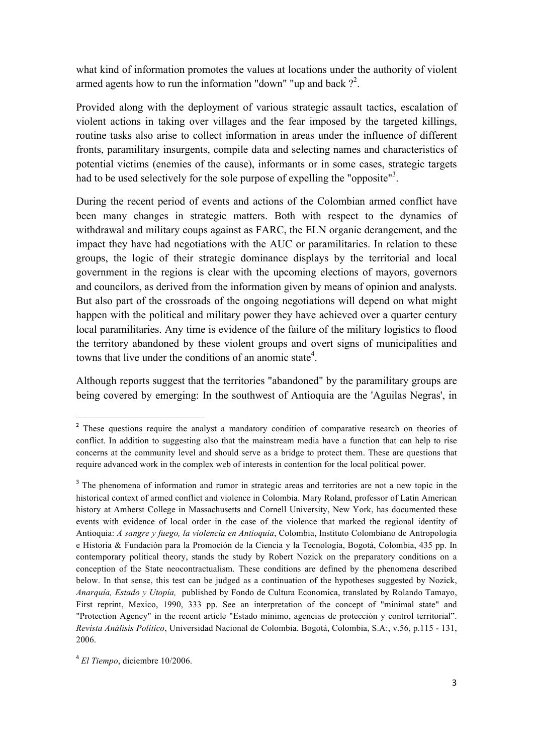what kind of information promotes the values at locations under the authority of violent armed agents how to run the information "down" "up and back ?[2].

Provided along with the deployment of various strategic assault tactics, escalation of violent actions in taking over villages and the fear imposed by the targeted killings, routine tasks also arise to collect information in areas under the influence of different fronts, paramilitary insurgents, compile data and selecting names and characteristics of potential victims (enemies of the cause), informants or in some cases, strategic targets had to be used selectively for the sole purpose of expelling the "opposite"[3].

During the recent period of events and actions of the Colombian armed conflict have been many changes in strategic matters. Both with respect to the dynamics of withdrawal and military coups against as FARC, the ELN organic derangement, and the impact they have had negotiations with the AUC or paramilitaries. In relation to these groups, the logic of their strategic dominance displays by the territorial and local government in the regions is clear with the upcoming elections of mayors, governors and councilors, as derived from the information given by means of opinion and analysts. But also part of the crossroads of the ongoing negotiations will depend on what might happen with the political and military power they have achieved over a quarter century local paramilitaries. Any time is evidence of the failure of the military logistics to flood the territory abandoned by these violent groups and overt signs of municipalities and towns that live under the conditions of an anomic state[4].

Although reports suggest that the territories "abandoned" by the paramilitary groups are being covered by emerging: In the southwest of Antioquia are the 'Aguilas Negras', in

---

[2] These questions require the analyst a mandatory condition of comparative research on theories of conflict. In addition to suggesting also that the mainstream media have a function that can help to rise concerns at the community level and should serve as a bridge to protect them. These are questions that require advanced work in the complex web of interests in contention for the local political power.

[3] The phenomena of information and rumor in strategic areas and territories are not a new topic in the historical context of armed conflict and violence in Colombia. Mary Roland, professor of Latin American history at Amherst College in Massachusetts and Cornell University, New York, has documented these events with evidence of local order in the case of the violence that marked the regional identity of Antioquia: *A sangre y fuego, la violencia en Antioquia*, Colombia, Instituto Colombiano de Antropología e Historia & Fundación para la Promoción de la Ciencia y la Tecnología, Bogotá, Colombia, 435 pp. In contemporary political theory, stands the study by Robert Nozick on the preparatory conditions on a conception of the State neocontractualism. These conditions are defined by the phenomena described below. In that sense, this test can be judged as a continuation of the hypotheses suggested by Nozick, *Anarquía, Estado y Utopía,* published by Fondo de Cultura Economica, translated by Rolando Tamayo, First reprint, Mexico, 1990, 333 pp. See an interpretation of the concept of "minimal state" and "Protection Agency" in the recent article "Estado mínimo, agencias de protección y control territorial". *Revista Análisis Político*, Universidad Nacional de Colombia. Bogotá, Colombia, S.A:, v.56, p.115 - 131, 2006.

[4] *El Tiempo*, diciembre 10/2006.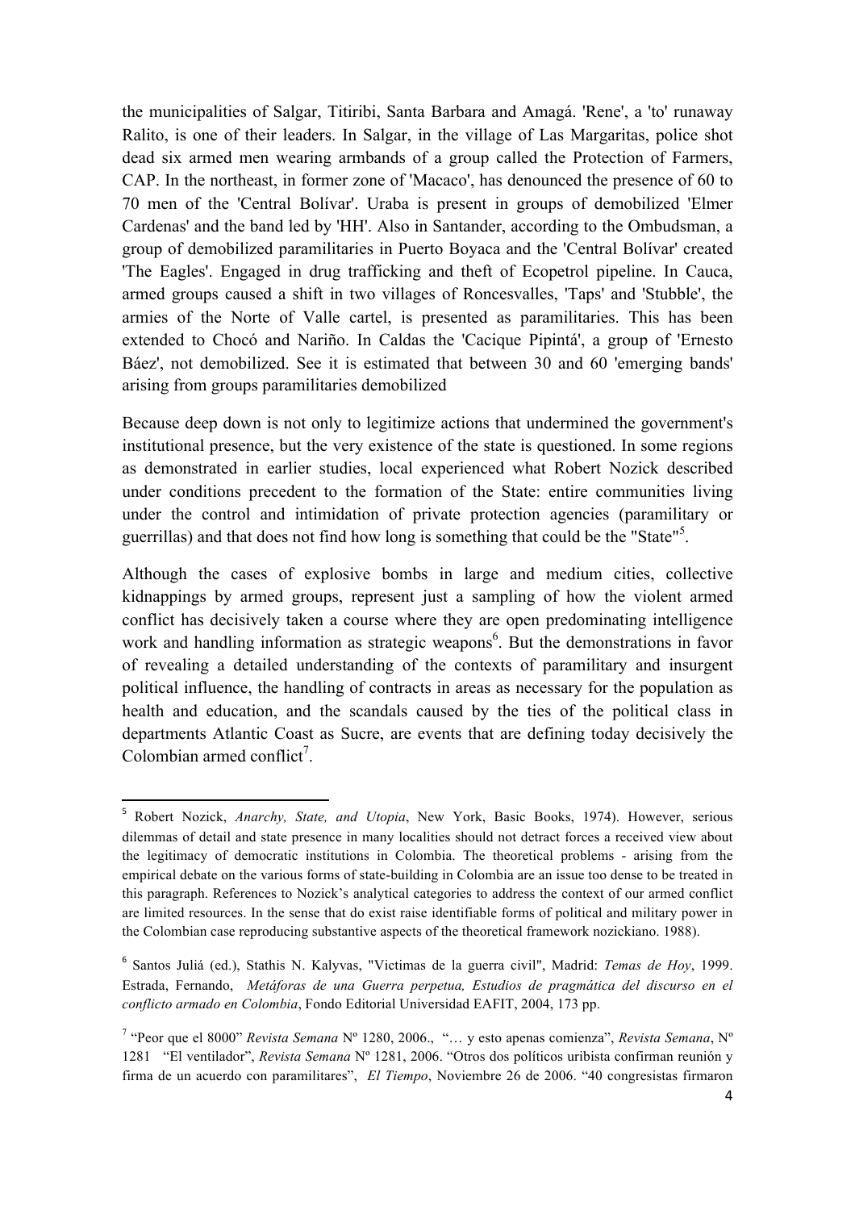the municipalities of Salgar, Titiribi, Santa Barbara and Amagá. 'Rene', a 'to' runaway Ralito, is one of their leaders. In Salgar, in the village of Las Margaritas, police shot dead six armed men wearing armbands of a group called the Protection of Farmers, CAP. In the northeast, in former zone of 'Macaco', has denounced the presence of 60 to 70 men of the 'Central Bolívar'. Uraba is present in groups of demobilized 'Elmer Cardenas' and the band led by 'HH'. Also in Santander, according to the Ombudsman, a group of demobilized paramilitaries in Puerto Boyaca and the 'Central Bolívar' created 'The Eagles'. Engaged in drug trafficking and theft of Ecopetrol pipeline. In Cauca, armed groups caused a shift in two villages of Roncesvalles, 'Taps' and 'Stubble', the armies of the Norte of Valle cartel, is presented as paramilitaries. This has been extended to Chocó and Nariño. In Caldas the 'Cacique Pipintá', a group of 'Ernesto Báez', not demobilized. See it is estimated that between 30 and 60 'emerging bands' arising from groups paramilitaries demobilized

Because deep down is not only to legitimize actions that undermined the government's institutional presence, but the very existence of the state is questioned. In some regions as demonstrated in earlier studies, local experienced what Robert Nozick described under conditions precedent to the formation of the State: entire communities living under the control and intimidation of private protection agencies (paramilitary or guerrillas) and that does not find how long is something that could be the "State"[5].

Although the cases of explosive bombs in large and medium cities, collective kidnappings by armed groups, represent just a sampling of how the violent armed conflict has decisively taken a course where they are open predominating intelligence work and handling information as strategic weapons[6]. But the demonstrations in favor of revealing a detailed understanding of the contexts of paramilitary and insurgent political influence, the handling of contracts in areas as necessary for the population as health and education, and the scandals caused by the ties of the political class in departments Atlantic Coast as Sucre, are events that are defining today decisively the Colombian armed conflict[7].

---

[5] Robert Nozick, *Anarchy, State, and Utopia*, New York, Basic Books, 1974). However, serious dilemmas of detail and state presence in many localities should not detract forces a received view about the legitimacy of democratic institutions in Colombia. The theoretical problems - arising from the empirical debate on the various forms of state-building in Colombia are an issue too dense to be treated in this paragraph. References to Nozick's analytical categories to address the context of our armed conflict are limited resources. In the sense that do exist raise identifiable forms of political and military power in the Colombian case reproducing substantive aspects of the theoretical framework nozickiano. 1988).

[6] Santos Juliá (ed.), Stathis N. Kalyvas, "Victimas de la guerra civil", Madrid: *Temas de Hoy*, 1999. Estrada, Fernando, *Metáforas de una Guerra perpetua, Estudios de pragmática del discurso en el conflicto armado en Colombia*, Fondo Editorial Universidad EAFIT, 2004, 173 pp.

[7] "Peor que el 8000" *Revista Semana* Nº 1280, 2006., "… y esto apenas comienza", *Revista Semana*, Nº 1281 "El ventilador", *Revista Semana* Nº 1281, 2006. "Otros dos políticos uribista confirman reunión y firma de un acuerdo con paramilitares", *El Tiempo*, Noviembre 26 de 2006. "40 congresistas firmaron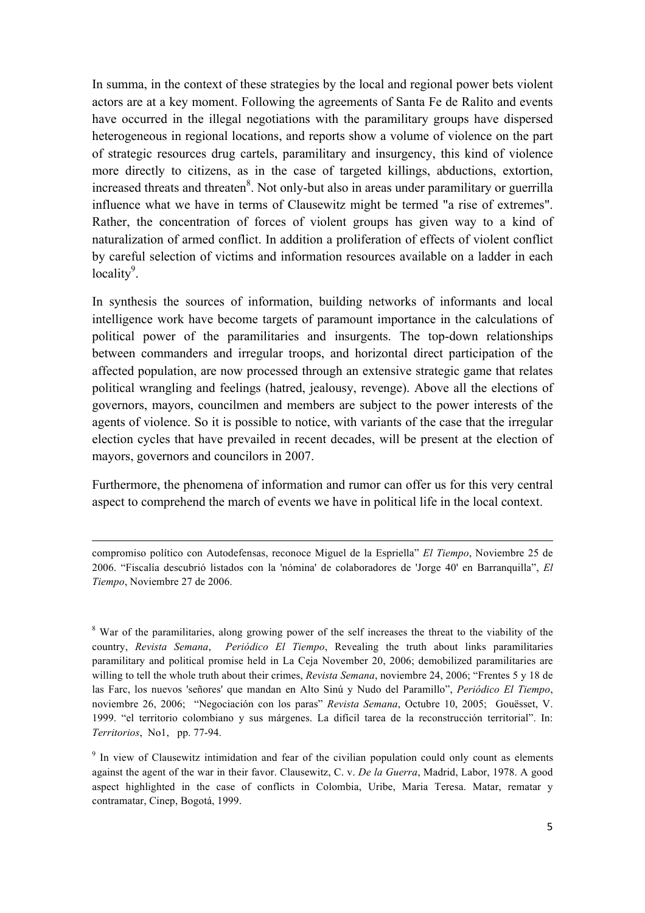In summa, in the context of these strategies by the local and regional power bets violent actors are at a key moment. Following the agreements of Santa Fe de Ralito and events have occurred in the illegal negotiations with the paramilitary groups have dispersed heterogeneous in regional locations, and reports show a volume of violence on the part of strategic resources drug cartels, paramilitary and insurgency, this kind of violence more directly to citizens, as in the case of targeted killings, abductions, extortion, increased threats and threaten[8]. Not only-but also in areas under paramilitary or guerrilla influence what we have in terms of Clausewitz might be termed "a rise of extremes". Rather, the concentration of forces of violent groups has given way to a kind of naturalization of armed conflict. In addition a proliferation of effects of violent conflict by careful selection of victims and information resources available on a ladder in each locality[9].

In synthesis the sources of information, building networks of informants and local intelligence work have become targets of paramount importance in the calculations of political power of the paramilitaries and insurgents. The top-down relationships between commanders and irregular troops, and horizontal direct participation of the affected population, are now processed through an extensive strategic game that relates political wrangling and feelings (hatred, jealousy, revenge). Above all the elections of governors, mayors, councilmen and members are subject to the power interests of the agents of violence. So it is possible to notice, with variants of the case that the irregular election cycles that have prevailed in recent decades, will be present at the election of mayors, governors and councilors in 2007.

Furthermore, the phenomena of information and rumor can offer us for this very central aspect to comprehend the march of events we have in political life in the local context.

---

compromiso político con Autodefensas, reconoce Miguel de la Espriella" *El Tiempo*, Noviembre 25 de 2006. "Fiscalía descubrió listados con la 'nómina' de colaboradores de 'Jorge 40' en Barranquilla", *El Tiempo*, Noviembre 27 de 2006.

[8] War of the paramilitaries, along growing power of the self increases the threat to the viability of the country, *Revista Semana*, *Periódico El Tiempo*, Revealing the truth about links paramilitaries paramilitary and political promise held in La Ceja November 20, 2006; demobilized paramilitaries are willing to tell the whole truth about their crimes, *Revista Semana*, noviembre 24, 2006; "Frentes 5 y 18 de las Farc, los nuevos 'señores' que mandan en Alto Sinú y Nudo del Paramillo", *Periódico El Tiempo*, noviembre 26, 2006; "Negociación con los paras" *Revista Semana*, Octubre 10, 2005; Gouësset, V. 1999. "el territorio colombiano y sus márgenes. La difícil tarea de la reconstrucción territorial". In: *Territorios*, No1, pp. 77-94.

[9] In view of Clausewitz intimidation and fear of the civilian population could only count as elements against the agent of the war in their favor. Clausewitz, C. v. *De la Guerra*, Madrid, Labor, 1978. A good aspect highlighted in the case of conflicts in Colombia, Uribe, Maria Teresa. Matar, rematar y contramatar, Cinep, Bogotá, 1999.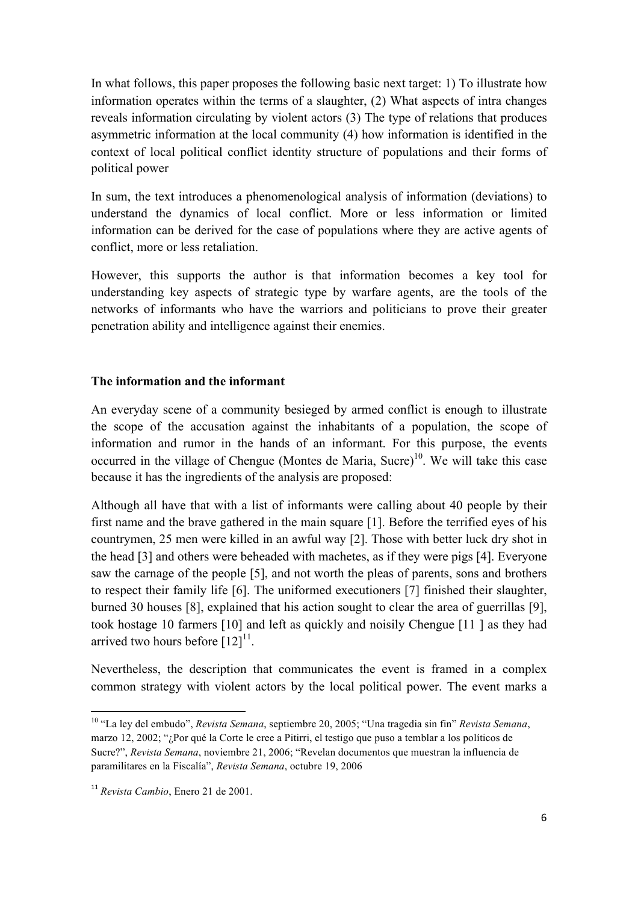In what follows, this paper proposes the following basic next target: 1) To illustrate how information operates within the terms of a slaughter, (2) What aspects of intra changes reveals information circulating by violent actors (3) The type of relations that produces asymmetric information at the local community (4) how information is identified in the context of local political conflict identity structure of populations and their forms of political power

In sum, the text introduces a phenomenological analysis of information (deviations) to understand the dynamics of local conflict. More or less information or limited information can be derived for the case of populations where they are active agents of conflict, more or less retaliation.

However, this supports the author is that information becomes a key tool for understanding key aspects of strategic type by warfare agents, are the tools of the networks of informants who have the warriors and politicians to prove their greater penetration ability and intelligence against their enemies.

**The information and the informant**

An everyday scene of a community besieged by armed conflict is enough to illustrate the scope of the accusation against the inhabitants of a population, the scope of information and rumor in the hands of an informant. For this purpose, the events occurred in the village of Chengue (Montes de Maria, Sucre)[10]. We will take this case because it has the ingredients of the analysis are proposed:

Although all have that with a list of informants were calling about 40 people by their first name and the brave gathered in the main square [1]. Before the terrified eyes of his countrymen, 25 men were killed in an awful way [2]. Those with better luck dry shot in the head [3] and others were beheaded with machetes, as if they were pigs [4]. Everyone saw the carnage of the people [5], and not worth the pleas of parents, sons and brothers to respect their family life [6]. The uniformed executioners [7] finished their slaughter, burned 30 houses [8], explained that his action sought to clear the area of guerrillas [9], took hostage 10 farmers [10] and left as quickly and noisily Chengue [11 ] as they had arrived two hours before [12][11].

Nevertheless, the description that communicates the event is framed in a complex common strategy with violent actors by the local political power. The event marks a

[10] "La ley del embudo", *Revista Semana*, septiembre 20, 2005; "Una tragedia sin fin" *Revista Semana*, marzo 12, 2002; "¿Por qué la Corte le cree a Pitirri, el testigo que puso a temblar a los políticos de Sucre?", *Revista Semana*, noviembre 21, 2006; "Revelan documentos que muestran la influencia de paramilitares en la Fiscalía", *Revista Semana*, octubre 19, 2006

[11] *Revista Cambio*, Enero 21 de 2001.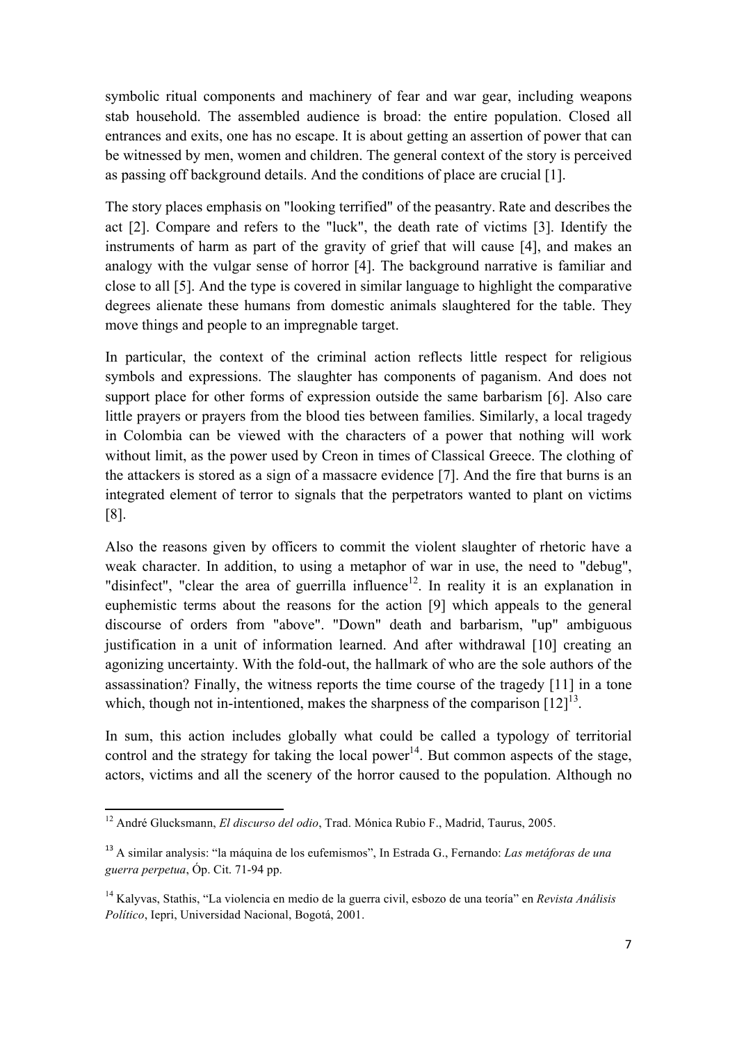symbolic ritual components and machinery of fear and war gear, including weapons stab household. The assembled audience is broad: the entire population. Closed all entrances and exits, one has no escape. It is about getting an assertion of power that can be witnessed by men, women and children. The general context of the story is perceived as passing off background details. And the conditions of place are crucial [1].

The story places emphasis on "looking terrified" of the peasantry. Rate and describes the act [2]. Compare and refers to the "luck", the death rate of victims [3]. Identify the instruments of harm as part of the gravity of grief that will cause [4], and makes an analogy with the vulgar sense of horror [4]. The background narrative is familiar and close to all [5]. And the type is covered in similar language to highlight the comparative degrees alienate these humans from domestic animals slaughtered for the table. They move things and people to an impregnable target.

In particular, the context of the criminal action reflects little respect for religious symbols and expressions. The slaughter has components of paganism. And does not support place for other forms of expression outside the same barbarism [6]. Also care little prayers or prayers from the blood ties between families. Similarly, a local tragedy in Colombia can be viewed with the characters of a power that nothing will work without limit, as the power used by Creon in times of Classical Greece. The clothing of the attackers is stored as a sign of a massacre evidence [7]. And the fire that burns is an integrated element of terror to signals that the perpetrators wanted to plant on victims [8].

Also the reasons given by officers to commit the violent slaughter of rhetoric have a weak character. In addition, to using a metaphor of war in use, the need to "debug", "disinfect", "clear the area of guerrilla influence[12]. In reality it is an explanation in euphemistic terms about the reasons for the action [9] which appeals to the general discourse of orders from "above". "Down" death and barbarism, "up" ambiguous justification in a unit of information learned. And after withdrawal [10] creating an agonizing uncertainty. With the fold-out, the hallmark of who are the sole authors of the assassination? Finally, the witness reports the time course of the tragedy [11] in a tone which, though not in-intentioned, makes the sharpness of the comparison [12][13].

In sum, this action includes globally what could be called a typology of territorial control and the strategy for taking the local power[14]. But common aspects of the stage, actors, victims and all the scenery of the horror caused to the population. Although no

---

[12] André Glucksmann, *El discurso del odio*, Trad. Mónica Rubio F., Madrid, Taurus, 2005.

[13] A similar analysis: "la máquina de los eufemismos", In Estrada G., Fernando: *Las metáforas de una guerra perpetua*, Óp. Cit. 71-94 pp.

[14] Kalyvas, Stathis, "La violencia en medio de la guerra civil, esbozo de una teoría" en *Revista Análisis Político*, Iepri, Universidad Nacional, Bogotá, 2001.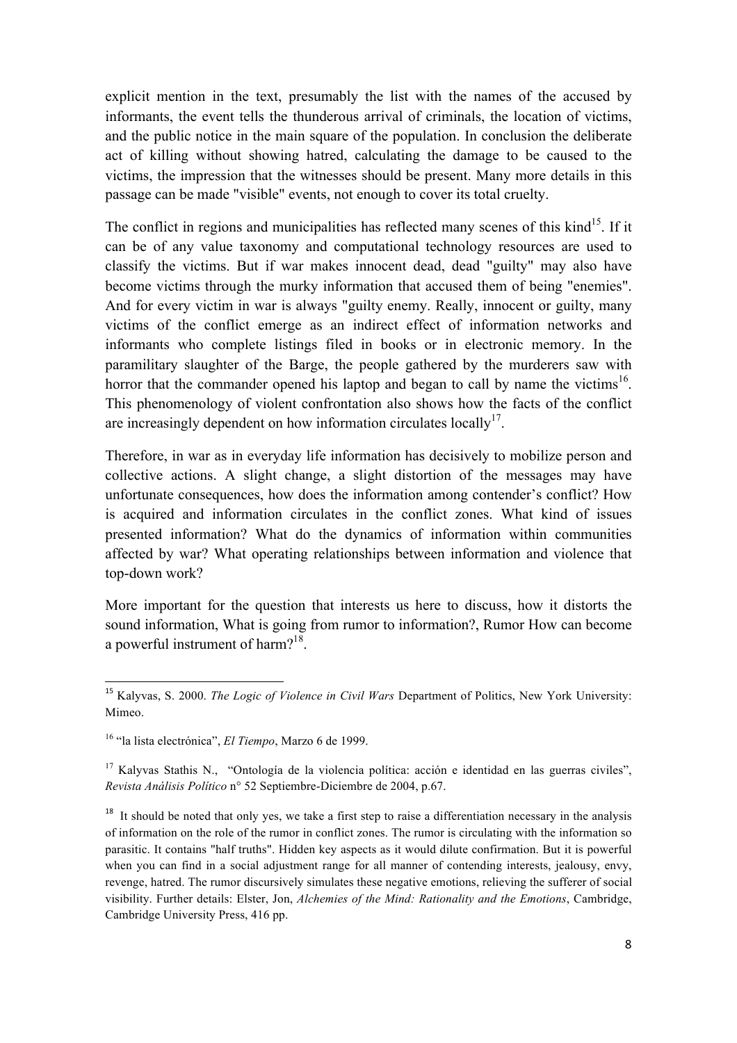explicit mention in the text, presumably the list with the names of the accused by informants, the event tells the thunderous arrival of criminals, the location of victims, and the public notice in the main square of the population. In conclusion the deliberate act of killing without showing hatred, calculating the damage to be caused to the victims, the impression that the witnesses should be present. Many more details in this passage can be made "visible" events, not enough to cover its total cruelty.

The conflict in regions and municipalities has reflected many scenes of this kind[15]. If it can be of any value taxonomy and computational technology resources are used to classify the victims. But if war makes innocent dead, dead "guilty" may also have become victims through the murky information that accused them of being "enemies". And for every victim in war is always "guilty enemy. Really, innocent or guilty, many victims of the conflict emerge as an indirect effect of information networks and informants who complete listings filed in books or in electronic memory. In the paramilitary slaughter of the Barge, the people gathered by the murderers saw with horror that the commander opened his laptop and began to call by name the victims[16]. This phenomenology of violent confrontation also shows how the facts of the conflict are increasingly dependent on how information circulates locally[17].

Therefore, in war as in everyday life information has decisively to mobilize person and collective actions. A slight change, a slight distortion of the messages may have unfortunate consequences, how does the information among contender's conflict? How is acquired and information circulates in the conflict zones. What kind of issues presented information? What do the dynamics of information within communities affected by war? What operating relationships between information and violence that top-down work?

More important for the question that interests us here to discuss, how it distorts the sound information, What is going from rumor to information?, Rumor How can become a powerful instrument of harm?[18].

---

[15] Kalyvas, S. 2000. *The Logic of Violence in Civil Wars* Department of Politics, New York University: Mimeo.

[16] "la lista electrónica", *El Tiempo*, Marzo 6 de 1999.

[17] Kalyvas Stathis N., "Ontología de la violencia política: acción e identidad en las guerras civiles", *Revista Análisis Político* n° 52 Septiembre-Diciembre de 2004, p.67.

[18] It should be noted that only yes, we take a first step to raise a differentiation necessary in the analysis of information on the role of the rumor in conflict zones. The rumor is circulating with the information so parasitic. It contains "half truths". Hidden key aspects as it would dilute confirmation. But it is powerful when you can find in a social adjustment range for all manner of contending interests, jealousy, envy, revenge, hatred. The rumor discursively simulates these negative emotions, relieving the sufferer of social visibility. Further details: Elster, Jon, *Alchemies of the Mind: Rationality and the Emotions*, Cambridge, Cambridge University Press, 416 pp.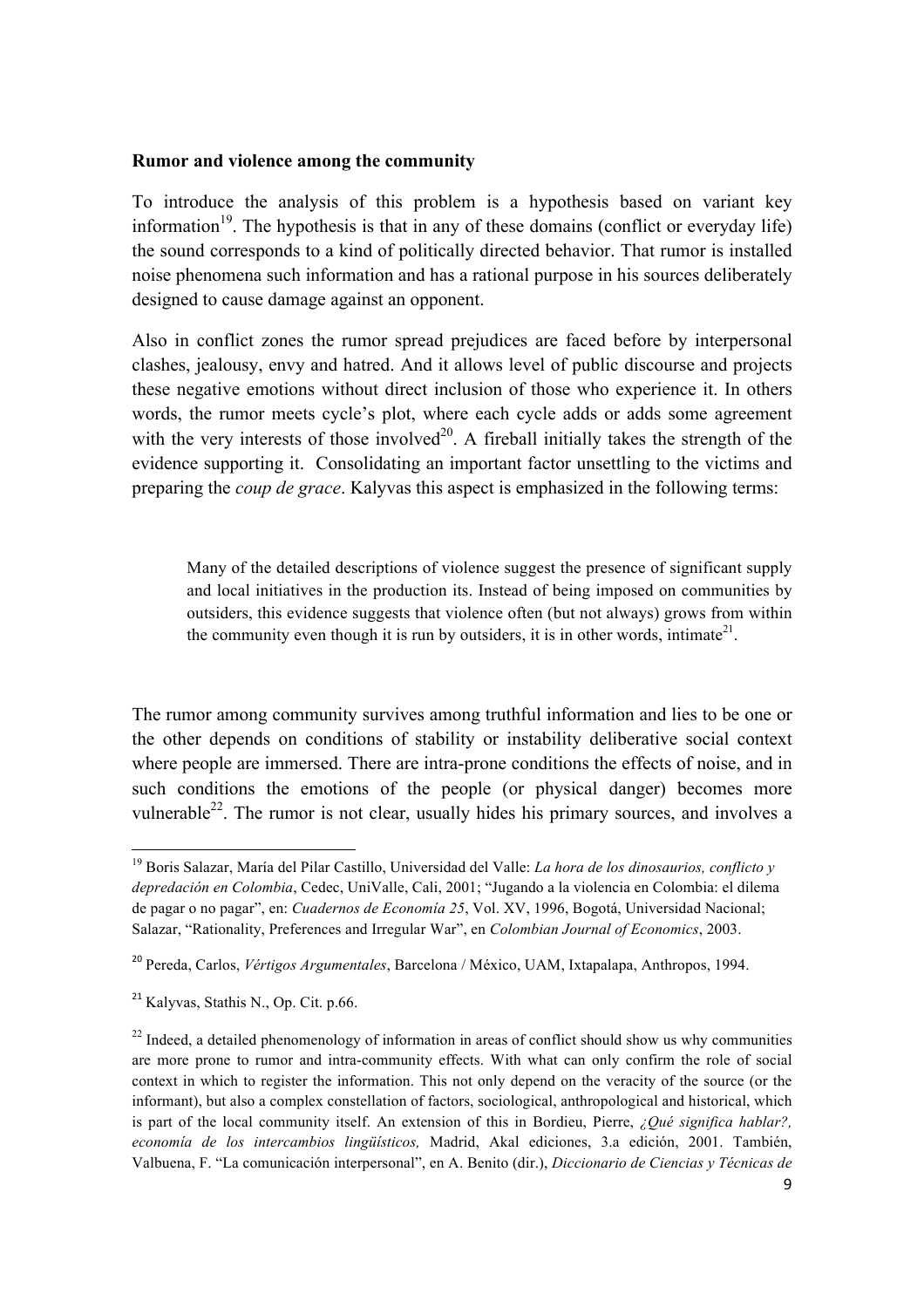**Rumor and violence among the community**

To introduce the analysis of this problem is a hypothesis based on variant key information[19]. The hypothesis is that in any of these domains (conflict or everyday life) the sound corresponds to a kind of politically directed behavior. That rumor is installed noise phenomena such information and has a rational purpose in his sources deliberately designed to cause damage against an opponent.

Also in conflict zones the rumor spread prejudices are faced before by interpersonal clashes, jealousy, envy and hatred. And it allows level of public discourse and projects these negative emotions without direct inclusion of those who experience it. In others words, the rumor meets cycle's plot, where each cycle adds or adds some agreement with the very interests of those involved[20]. A fireball initially takes the strength of the evidence supporting it. Consolidating an important factor unsettling to the victims and preparing the *coup de grace*. Kalyvas this aspect is emphasized in the following terms:

> Many of the detailed descriptions of violence suggest the presence of significant supply and local initiatives in the production its. Instead of being imposed on communities by outsiders, this evidence suggests that violence often (but not always) grows from within the community even though it is run by outsiders, it is in other words, intimate[21].

The rumor among community survives among truthful information and lies to be one or the other depends on conditions of stability or instability deliberative social context where people are immersed. There are intra-prone conditions the effects of noise, and in such conditions the emotions of the people (or physical danger) becomes more vulnerable[22]. The rumor is not clear, usually hides his primary sources, and involves a

---

[19] Boris Salazar, María del Pilar Castillo, Universidad del Valle: *La hora de los dinosaurios, conflicto y depredación en Colombia*, Cedec, UniValle, Cali, 2001; "Jugando a la violencia en Colombia: el dilema de pagar o no pagar", en: *Cuadernos de Economía 25*, Vol. XV, 1996, Bogotá, Universidad Nacional; Salazar, "Rationality, Preferences and Irregular War", en *Colombian Journal of Economics*, 2003.

[20] Pereda, Carlos, *Vértigos Argumentales*, Barcelona / México, UAM, Ixtapalapa, Anthropos, 1994.

[21] Kalyvas, Stathis N., Op. Cit. p.66.

[22] Indeed, a detailed phenomenology of information in areas of conflict should show us why communities are more prone to rumor and intra-community effects. With what can only confirm the role of social context in which to register the information. This not only depend on the veracity of the source (or the informant), but also a complex constellation of factors, sociological, anthropological and historical, which is part of the local community itself. An extension of this in Bordieu, Pierre, *¿Qué significa hablar?, economía de los intercambios lingüísticos,* Madrid, Akal ediciones, 3.a edición, 2001. También, Valbuena, F. "La comunicación interpersonal", en A. Benito (dir.), *Diccionario de Ciencias y Técnicas de*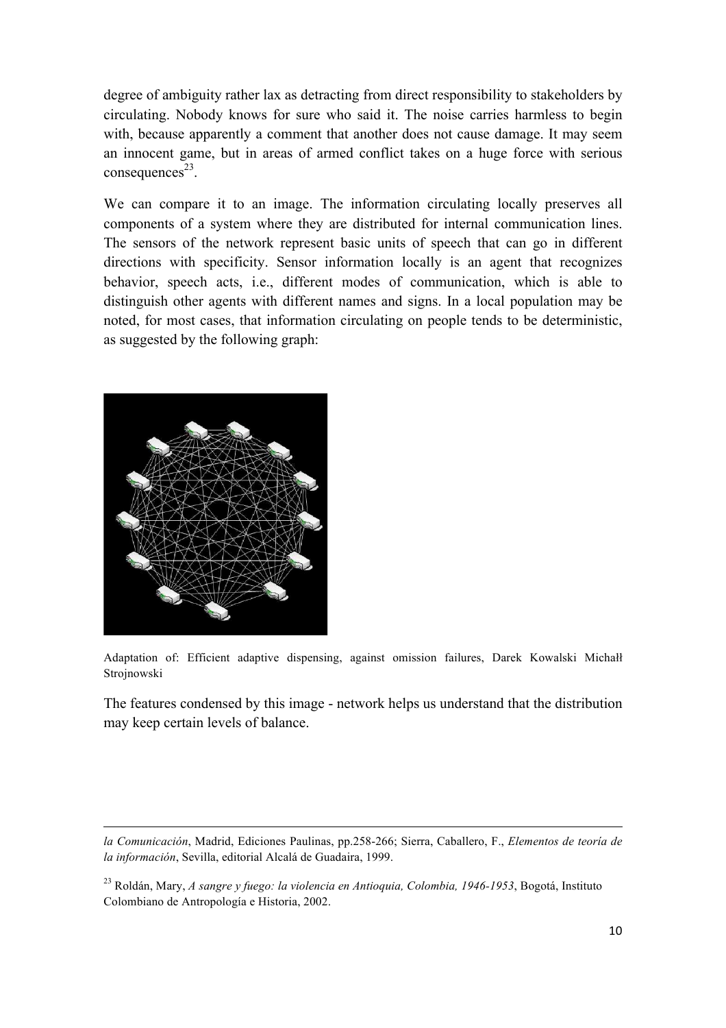degree of ambiguity rather lax as detracting from direct responsibility to stakeholders by circulating. Nobody knows for sure who said it. The noise carries harmless to begin with, because apparently a comment that another does not cause damage. It may seem an innocent game, but in areas of armed conflict takes on a huge force with serious consequences[23].

We can compare it to an image. The information circulating locally preserves all components of a system where they are distributed for internal communication lines. The sensors of the network represent basic units of speech that can go in different directions with specificity. Sensor information locally is an agent that recognizes behavior, speech acts, i.e., different modes of communication, which is able to distinguish other agents with different names and signs. In a local population may be noted, for most cases, that information circulating on people tends to be deterministic, as suggested by the following graph:

Adaptation of: Efficient adaptive dispensing, against omission failures, Darek Kowalski Michałł Strojnowski

The features condensed by this image - network helps us understand that the distribution may keep certain levels of balance.

---

*la Comunicación*, Madrid, Ediciones Paulinas, pp.258-266; Sierra, Caballero, F., *Elementos de teoría de la información*, Sevilla, editorial Alcalá de Guadaira, 1999.

[23] Roldán, Mary, *A sangre y fuego: la violencia en Antioquia, Colombia, 1946-1953*, Bogotá, Instituto Colombiano de Antropología e Historia, 2002.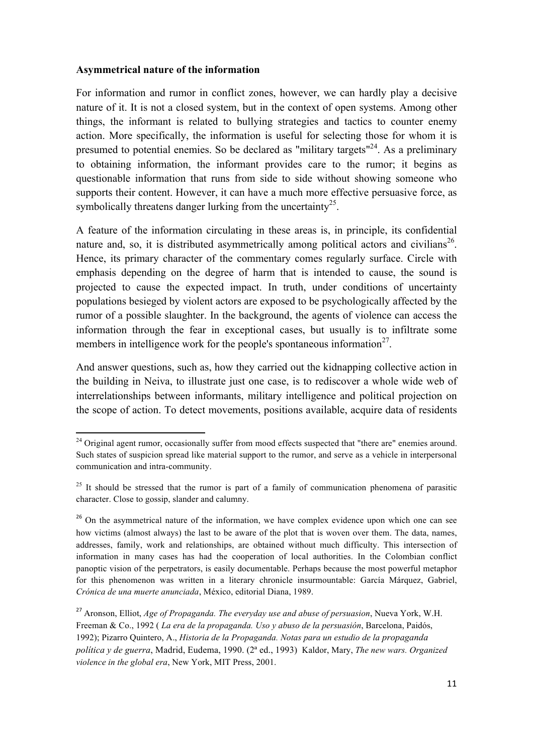**Asymmetrical nature of the information**

For information and rumor in conflict zones, however, we can hardly play a decisive nature of it. It is not a closed system, but in the context of open systems. Among other things, the informant is related to bullying strategies and tactics to counter enemy action. More specifically, the information is useful for selecting those for whom it is presumed to potential enemies. So be declared as "military targets"[24]. As a preliminary to obtaining information, the informant provides care to the rumor; it begins as questionable information that runs from side to side without showing someone who supports their content. However, it can have a much more effective persuasive force, as symbolically threatens danger lurking from the uncertainty[25].

A feature of the information circulating in these areas is, in principle, its confidential nature and, so, it is distributed asymmetrically among political actors and civilians[26]. Hence, its primary character of the commentary comes regularly surface. Circle with emphasis depending on the degree of harm that is intended to cause, the sound is projected to cause the expected impact. In truth, under conditions of uncertainty populations besieged by violent actors are exposed to be psychologically affected by the rumor of a possible slaughter. In the background, the agents of violence can access the information through the fear in exceptional cases, but usually is to infiltrate some members in intelligence work for the people's spontaneous information[27].

And answer questions, such as, how they carried out the kidnapping collective action in the building in Neiva, to illustrate just one case, is to rediscover a whole wide web of interrelationships between informants, military intelligence and political projection on the scope of action. To detect movements, positions available, acquire data of residents

---

[24] Original agent rumor, occasionally suffer from mood effects suspected that "there are" enemies around. Such states of suspicion spread like material support to the rumor, and serve as a vehicle in interpersonal communication and intra-community.

[25] It should be stressed that the rumor is part of a family of communication phenomena of parasitic character. Close to gossip, slander and calumny.

[26] On the asymmetrical nature of the information, we have complex evidence upon which one can see how victims (almost always) the last to be aware of the plot that is woven over them. The data, names, addresses, family, work and relationships, are obtained without much difficulty. This intersection of information in many cases has had the cooperation of local authorities. In the Colombian conflict panoptic vision of the perpetrators, is easily documentable. Perhaps because the most powerful metaphor for this phenomenon was written in a literary chronicle insurmountable: García Márquez, Gabriel, *Crónica de una muerte anunciada*, México, editorial Diana, 1989.

[27] Aronson, Elliot, *Age of Propaganda. The everyday use and abuse of persuasion*, Nueva York, W.H. Freeman & Co., 1992 ( *La era de la propaganda. Uso y abuso de la persuasión*, Barcelona, Paidós, 1992); Pizarro Quintero, A., *Historia de la Propaganda. Notas para un estudio de la propaganda política y de guerra*, Madrid, Eudema, 1990. (2ª ed., 1993) Kaldor, Mary, *The new wars. Organized violence in the global era*, New York, MIT Press, 2001.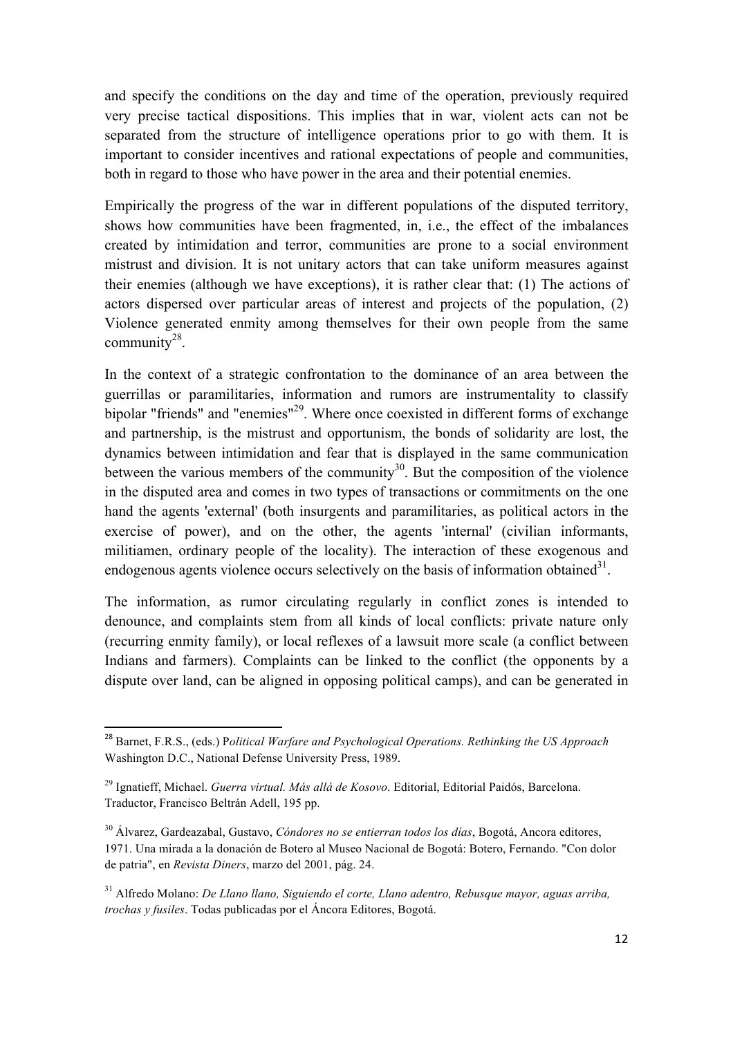and specify the conditions on the day and time of the operation, previously required very precise tactical dispositions. This implies that in war, violent acts can not be separated from the structure of intelligence operations prior to go with them. It is important to consider incentives and rational expectations of people and communities, both in regard to those who have power in the area and their potential enemies.

Empirically the progress of the war in different populations of the disputed territory, shows how communities have been fragmented, in, i.e., the effect of the imbalances created by intimidation and terror, communities are prone to a social environment mistrust and division. It is not unitary actors that can take uniform measures against their enemies (although we have exceptions), it is rather clear that: (1) The actions of actors dispersed over particular areas of interest and projects of the population, (2) Violence generated enmity among themselves for their own people from the same community[28].

In the context of a strategic confrontation to the dominance of an area between the guerrillas or paramilitaries, information and rumors are instrumentality to classify bipolar "friends" and "enemies"[29]. Where once coexisted in different forms of exchange and partnership, is the mistrust and opportunism, the bonds of solidarity are lost, the dynamics between intimidation and fear that is displayed in the same communication between the various members of the community[30]. But the composition of the violence in the disputed area and comes in two types of transactions or commitments on the one hand the agents 'external' (both insurgents and paramilitaries, as political actors in the exercise of power), and on the other, the agents 'internal' (civilian informants, militiamen, ordinary people of the locality). The interaction of these exogenous and endogenous agents violence occurs selectively on the basis of information obtained[31].

The information, as rumor circulating regularly in conflict zones is intended to denounce, and complaints stem from all kinds of local conflicts: private nature only (recurring enmity family), or local reflexes of a lawsuit more scale (a conflict between Indians and farmers). Complaints can be linked to the conflict (the opponents by a dispute over land, can be aligned in opposing political camps), and can be generated in

---

[28] Barnet, F.R.S., (eds.) P*olitical Warfare and Psychological Operations. Rethinking the US Approach* Washington D.C., National Defense University Press, 1989.

[29] Ignatieff, Michael. *Guerra virtual. Más allá de Kosovo*. Editorial, Editorial Paidós, Barcelona. Traductor, Francisco Beltrán Adell, 195 pp.

[30] Álvarez, Gardeazabal, Gustavo, *Cóndores no se entierran todos los días*, Bogotá, Ancora editores, 1971. Una mirada a la donación de Botero al Museo Nacional de Bogotá: Botero, Fernando. "Con dolor de patria", en *Revista Diners*, marzo del 2001, pág. 24.

[31] Alfredo Molano: *De Llano llano, Siguiendo el corte, Llano adentro, Rebusque mayor, aguas arriba, trochas y fusiles*. Todas publicadas por el Áncora Editores, Bogotá.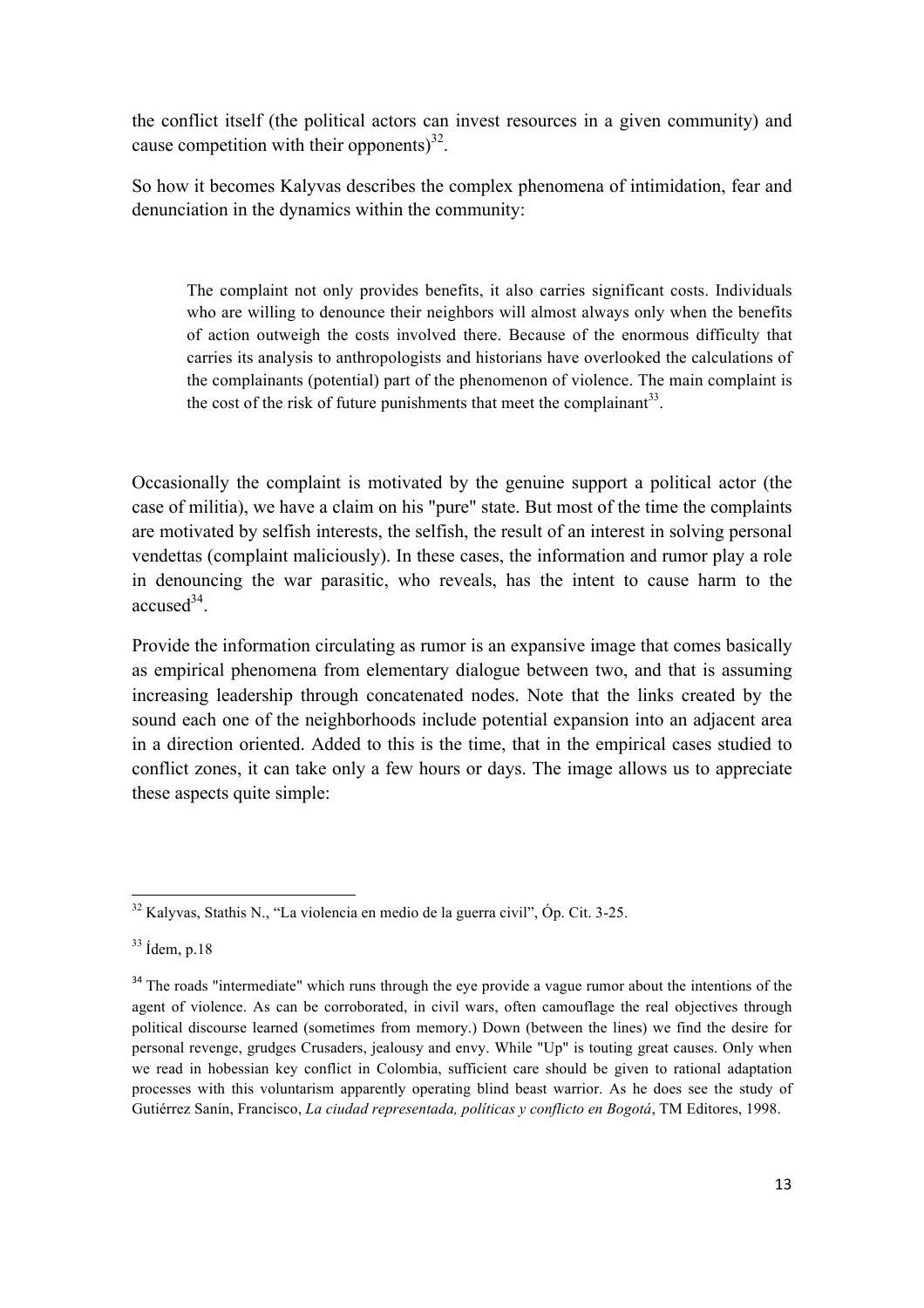the conflict itself (the political actors can invest resources in a given community) and cause competition with their opponents)[32].

So how it becomes Kalyvas describes the complex phenomena of intimidation, fear and denunciation in the dynamics within the community:

> The complaint not only provides benefits, it also carries significant costs. Individuals who are willing to denounce their neighbors will almost always only when the benefits of action outweigh the costs involved there. Because of the enormous difficulty that carries its analysis to anthropologists and historians have overlooked the calculations of the complainants (potential) part of the phenomenon of violence. The main complaint is the cost of the risk of future punishments that meet the complainant[33].

Occasionally the complaint is motivated by the genuine support a political actor (the case of militia), we have a claim on his "pure" state. But most of the time the complaints are motivated by selfish interests, the selfish, the result of an interest in solving personal vendettas (complaint maliciously). In these cases, the information and rumor play a role in denouncing the war parasitic, who reveals, has the intent to cause harm to the accused[34].

Provide the information circulating as rumor is an expansive image that comes basically as empirical phenomena from elementary dialogue between two, and that is assuming increasing leadership through concatenated nodes. Note that the links created by the sound each one of the neighborhoods include potential expansion into an adjacent area in a direction oriented. Added to this is the time, that in the empirical cases studied to conflict zones, it can take only a few hours or days. The image allows us to appreciate these aspects quite simple:

---

[32] Kalyvas, Stathis N., "La violencia en medio de la guerra civil", Óp. Cit. 3-25.

[33] Ídem, p.18

[34] The roads "intermediate" which runs through the eye provide a vague rumor about the intentions of the agent of violence. As can be corroborated, in civil wars, often camouflage the real objectives through political discourse learned (sometimes from memory.) Down (between the lines) we find the desire for personal revenge, grudges Crusaders, jealousy and envy. While "Up" is touting great causes. Only when we read in hobessian key conflict in Colombia, sufficient care should be given to rational adaptation processes with this voluntarism apparently operating blind beast warrior. As he does see the study of Gutiérrez Sanín, Francisco, *La ciudad representada, políticas y conflicto en Bogotá*, TM Editores, 1998.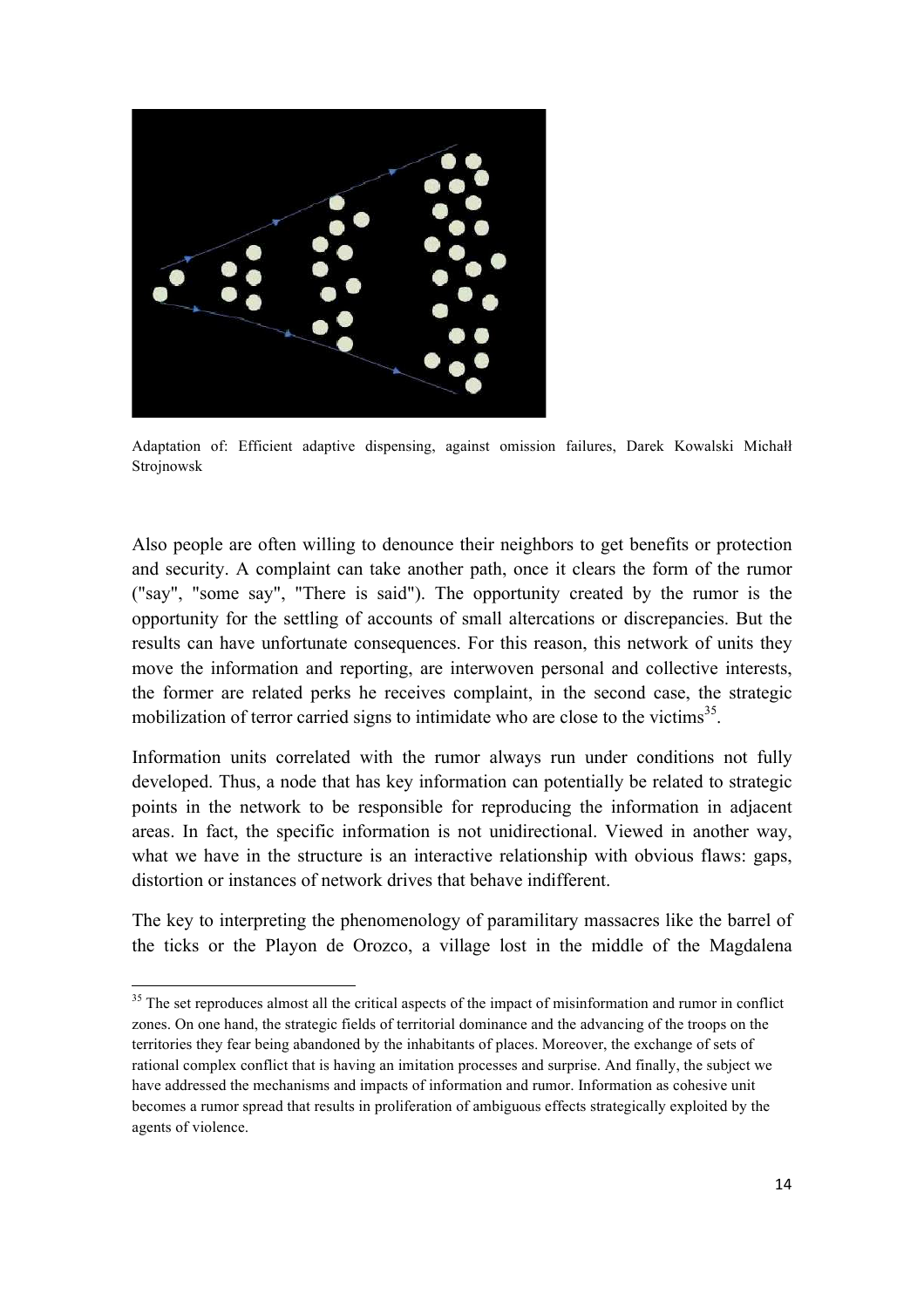Adaptation of: Efficient adaptive dispensing, against omission failures, Darek Kowalski Michałł Strojnowsk

Also people are often willing to denounce their neighbors to get benefits or protection and security. A complaint can take another path, once it clears the form of the rumor ("say", "some say", "There is said"). The opportunity created by the rumor is the opportunity for the settling of accounts of small altercations or discrepancies. But the results can have unfortunate consequences. For this reason, this network of units they move the information and reporting, are interwoven personal and collective interests, the former are related perks he receives complaint, in the second case, the strategic mobilization of terror carried signs to intimidate who are close to the victims[35].

Information units correlated with the rumor always run under conditions not fully developed. Thus, a node that has key information can potentially be related to strategic points in the network to be responsible for reproducing the information in adjacent areas. In fact, the specific information is not unidirectional. Viewed in another way, what we have in the structure is an interactive relationship with obvious flaws: gaps, distortion or instances of network drives that behave indifferent.

The key to interpreting the phenomenology of paramilitary massacres like the barrel of the ticks or the Playon de Orozco, a village lost in the middle of the Magdalena

[35] The set reproduces almost all the critical aspects of the impact of misinformation and rumor in conflict zones. On one hand, the strategic fields of territorial dominance and the advancing of the troops on the territories they fear being abandoned by the inhabitants of places. Moreover, the exchange of sets of rational complex conflict that is having an imitation processes and surprise. And finally, the subject we have addressed the mechanisms and impacts of information and rumor. Information as cohesive unit becomes a rumor spread that results in proliferation of ambiguous effects strategically exploited by the agents of violence.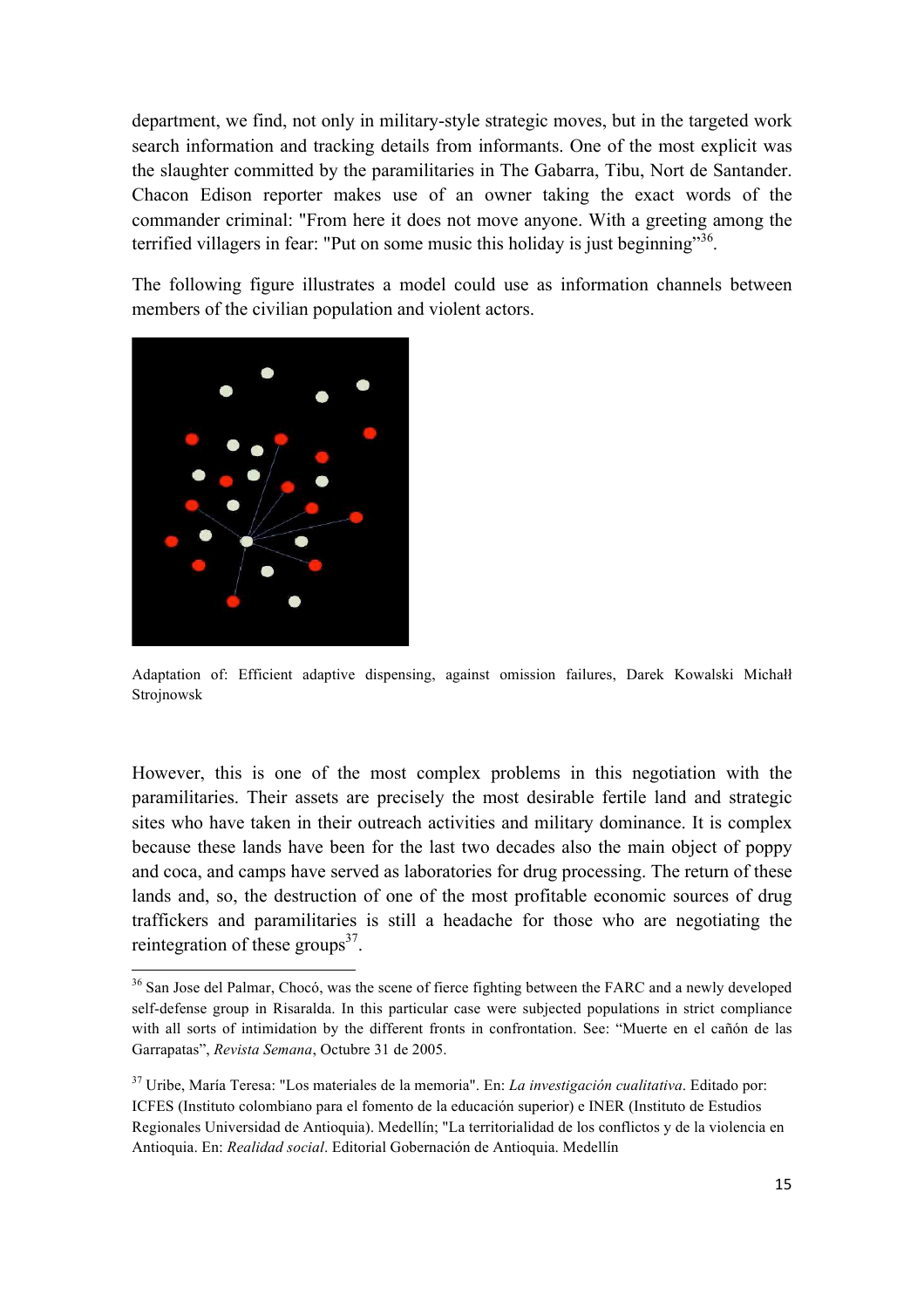department, we find, not only in military-style strategic moves, but in the targeted work search information and tracking details from informants. One of the most explicit was the slaughter committed by the paramilitaries in The Gabarra, Tibu, Nort de Santander. Chacon Edison reporter makes use of an owner taking the exact words of the commander criminal: "From here it does not move anyone. With a greeting among the terrified villagers in fear: "Put on some music this holiday is just beginning"[36].

The following figure illustrates a model could use as information channels between members of the civilian population and violent actors.

Adaptation of: Efficient adaptive dispensing, against omission failures, Darek Kowalski Michałł Strojnowsk

However, this is one of the most complex problems in this negotiation with the paramilitaries. Their assets are precisely the most desirable fertile land and strategic sites who have taken in their outreach activities and military dominance. It is complex because these lands have been for the last two decades also the main object of poppy and coca, and camps have served as laboratories for drug processing. The return of these lands and, so, the destruction of one of the most profitable economic sources of drug traffickers and paramilitaries is still a headache for those who are negotiating the reintegration of these groups[37].

---

[36] San Jose del Palmar, Chocó, was the scene of fierce fighting between the FARC and a newly developed self-defense group in Risaralda. In this particular case were subjected populations in strict compliance with all sorts of intimidation by the different fronts in confrontation. See: "Muerte en el cañón de las Garrapatas", *Revista Semana*, Octubre 31 de 2005.

[37] Uribe, María Teresa: "Los materiales de la memoria". En: *La investigación cualitativa*. Editado por: ICFES (Instituto colombiano para el fomento de la educación superior) e INER (Instituto de Estudios Regionales Universidad de Antioquia). Medellín; "La territorialidad de los conflictos y de la violencia en Antioquia. En: *Realidad social*. Editorial Gobernación de Antioquia. Medellín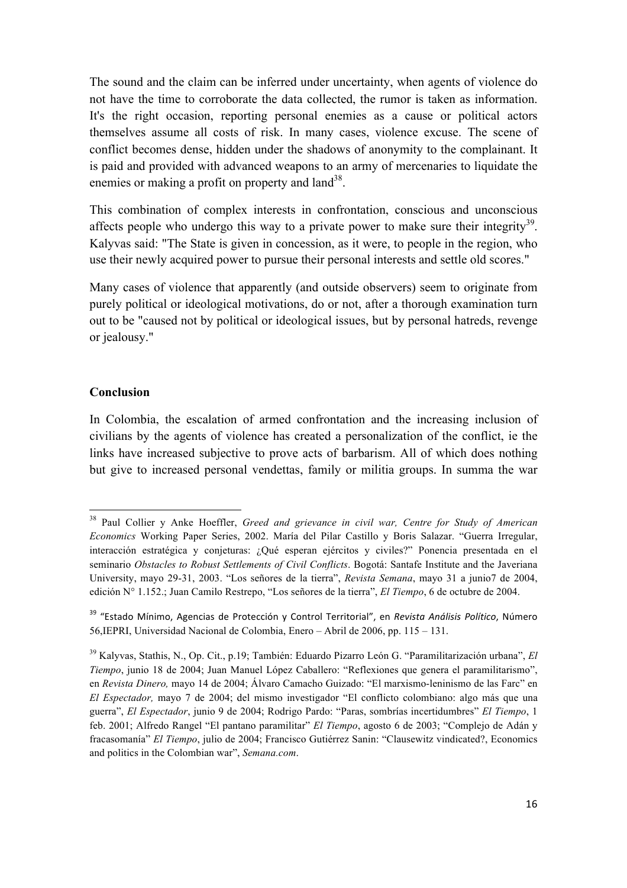The sound and the claim can be inferred under uncertainty, when agents of violence do not have the time to corroborate the data collected, the rumor is taken as information. It's the right occasion, reporting personal enemies as a cause or political actors themselves assume all costs of risk. In many cases, violence excuse. The scene of conflict becomes dense, hidden under the shadows of anonymity to the complainant. It is paid and provided with advanced weapons to an army of mercenaries to liquidate the enemies or making a profit on property and land[38].

This combination of complex interests in confrontation, conscious and unconscious affects people who undergo this way to a private power to make sure their integrity[39]. Kalyvas said: "The State is given in concession, as it were, to people in the region, who use their newly acquired power to pursue their personal interests and settle old scores."

Many cases of violence that apparently (and outside observers) seem to originate from purely political or ideological motivations, do or not, after a thorough examination turn out to be "caused not by political or ideological issues, but by personal hatreds, revenge or jealousy."

**Conclusion**

In Colombia, the escalation of armed confrontation and the increasing inclusion of civilians by the agents of violence has created a personalization of the conflict, ie the links have increased subjective to prove acts of barbarism. All of which does nothing but give to increased personal vendettas, family or militia groups. In summa the war

---

[38] Paul Collier y Anke Hoeffler, *Greed and grievance in civil war, Centre for Study of American Economics* Working Paper Series, 2002. María del Pilar Castillo y Boris Salazar. "Guerra Irregular, interacción estratégica y conjeturas: ¿Qué esperan ejércitos y civiles?" Ponencia presentada en el seminario *Obstacles to Robust Settlements of Civil Conflicts*. Bogotá: Santafe Institute and the Javeriana University, mayo 29-31, 2003. "Los señores de la tierra", *Revista Semana*, mayo 31 a junio7 de 2004, edición N° 1.152.; Juan Camilo Restrepo, "Los señores de la tierra", *El Tiempo*, 6 de octubre de 2004.

[39] "Estado Mínimo, Agencias de Protección y Control Territorial", en *Revista Análisis Político*, Número 56,IEPRI, Universidad Nacional de Colombia, Enero – Abril de 2006, pp. 115 – 131.

[39] Kalyvas, Stathis, N., Op. Cit., p.19; También: Eduardo Pizarro León G. "Paramilitarización urbana", *El Tiempo*, junio 18 de 2004; Juan Manuel López Caballero: "Reflexiones que genera el paramilitarismo", en *Revista Dinero,* mayo 14 de 2004; Álvaro Camacho Guizado: "El marxismo-leninismo de las Farc" en *El Espectador,* mayo 7 de 2004; del mismo investigador "El conflicto colombiano: algo más que una guerra", *El Espectador*, junio 9 de 2004; Rodrigo Pardo: "Paras, sombrías incertidumbres" *El Tiempo*, 1 feb. 2001; Alfredo Rangel "El pantano paramilitar" *El Tiempo*, agosto 6 de 2003; "Complejo de Adán y fracasomanía" *El Tiempo*, julio de 2004; Francisco Gutiérrez Sanin: "Clausewitz vindicated?, Economics and politics in the Colombian war", *Semana.com*.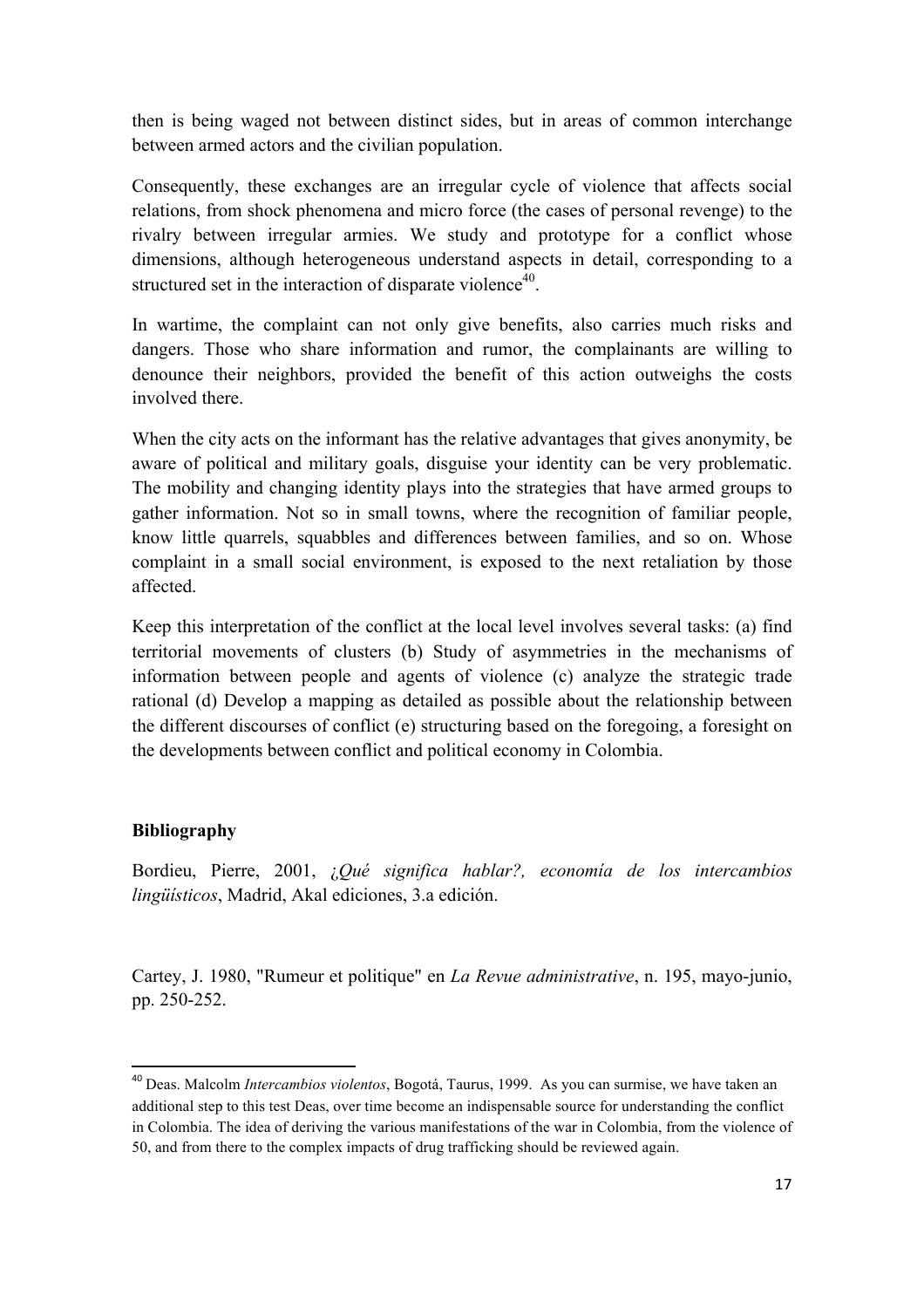then is being waged not between distinct sides, but in areas of common interchange between armed actors and the civilian population.

Consequently, these exchanges are an irregular cycle of violence that affects social relations, from shock phenomena and micro force (the cases of personal revenge) to the rivalry between irregular armies. We study and prototype for a conflict whose dimensions, although heterogeneous understand aspects in detail, corresponding to a structured set in the interaction of disparate violence[40].

In wartime, the complaint can not only give benefits, also carries much risks and dangers. Those who share information and rumor, the complainants are willing to denounce their neighbors, provided the benefit of this action outweighs the costs involved there.

When the city acts on the informant has the relative advantages that gives anonymity, be aware of political and military goals, disguise your identity can be very problematic. The mobility and changing identity plays into the strategies that have armed groups to gather information. Not so in small towns, where the recognition of familiar people, know little quarrels, squabbles and differences between families, and so on. Whose complaint in a small social environment, is exposed to the next retaliation by those affected.

Keep this interpretation of the conflict at the local level involves several tasks: (a) find territorial movements of clusters (b) Study of asymmetries in the mechanisms of information between people and agents of violence (c) analyze the strategic trade rational (d) Develop a mapping as detailed as possible about the relationship between the different discourses of conflict (e) structuring based on the foregoing, a foresight on the developments between conflict and political economy in Colombia.

## Bibliography

Bordieu, Pierre, 2001, *¿Qué significa hablar?, economía de los intercambios lingüísticos*, Madrid, Akal ediciones, 3.a edición.

Cartey, J. 1980, "Rumeur et politique" en *La Revue administrative*, n. 195, mayo-junio, pp. 250-252.

---

[40] Deas. Malcolm *Intercambios violentos*, Bogotá, Taurus, 1999. As you can surmise, we have taken an additional step to this test Deas, over time become an indispensable source for understanding the conflict in Colombia. The idea of deriving the various manifestations of the war in Colombia, from the violence of 50, and from there to the complex impacts of drug trafficking should be reviewed again.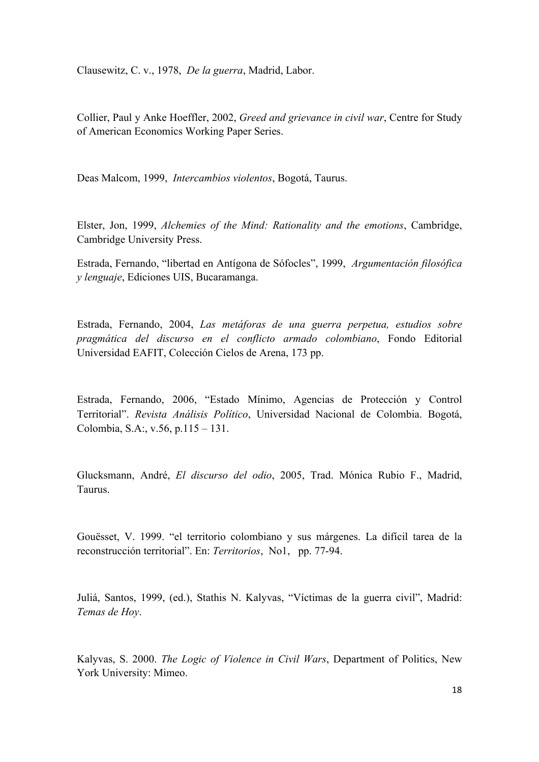Clausewitz, C. v., 1978, *De la guerra*, Madrid, Labor.

Collier, Paul y Anke Hoeffler, 2002, *Greed and grievance in civil war*, Centre for Study of American Economics Working Paper Series.

Deas Malcom, 1999, *Intercambios violentos*, Bogotá, Taurus.

Elster, Jon, 1999, *Alchemies of the Mind: Rationality and the emotions*, Cambridge, Cambridge University Press.

Estrada, Fernando, "libertad en Antígona de Sófocles", 1999, *Argumentación filosófica y lenguaje*, Ediciones UIS, Bucaramanga.

Estrada, Fernando, 2004, *Las metáforas de una guerra perpetua, estudios sobre pragmática del discurso en el conflicto armado colombiano*, Fondo Editorial Universidad EAFIT, Colección Cielos de Arena, 173 pp.

Estrada, Fernando, 2006, "Estado Mínimo, Agencias de Protección y Control Territorial". *Revista Análisis Político*, Universidad Nacional de Colombia. Bogotá, Colombia, S.A:, v.56, p.115 – 131.

Glucksmann, André, *El discurso del odio*, 2005, Trad. Mónica Rubio F., Madrid, Taurus.

Gouësset, V. 1999. "el territorio colombiano y sus márgenes. La difícil tarea de la reconstrucción territorial". En: *Territorios*, No1, pp. 77-94.

Juliá, Santos, 1999, (ed.), Stathis N. Kalyvas, "Víctimas de la guerra civil", Madrid: *Temas de Hoy*.

Kalyvas, S. 2000. *The Logic of Violence in Civil Wars*, Department of Politics, New York University: Mimeo.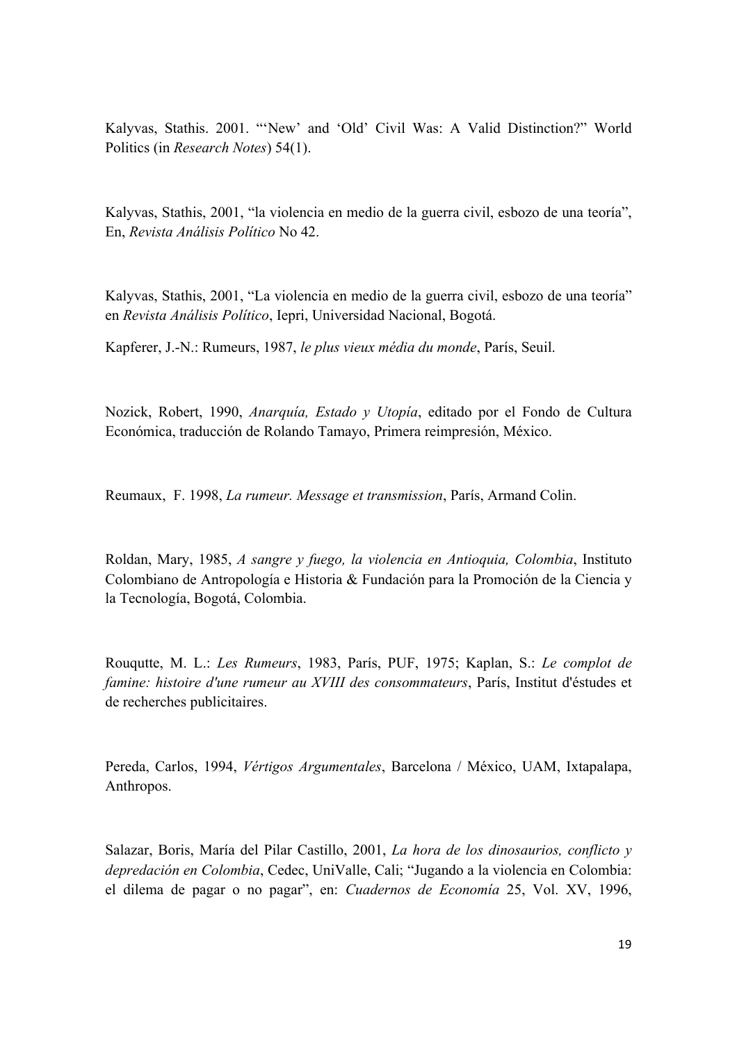Kalyvas, Stathis. 2001. "'New' and 'Old' Civil Was: A Valid Distinction?" World Politics (in *Research Notes*) 54(1).

Kalyvas, Stathis, 2001, "la violencia en medio de la guerra civil, esbozo de una teoría", En, *Revista Análisis Político* No 42.

Kalyvas, Stathis, 2001, "La violencia en medio de la guerra civil, esbozo de una teoría" en *Revista Análisis Político*, Iepri, Universidad Nacional, Bogotá.

Kapferer, J.-N.: Rumeurs, 1987, *le plus vieux média du monde*, París, Seuil.

Nozick, Robert, 1990, *Anarquía, Estado y Utopía*, editado por el Fondo de Cultura Económica, traducción de Rolando Tamayo, Primera reimpresión, México.

Reumaux, F. 1998, *La rumeur. Message et transmission*, París, Armand Colin.

Roldan, Mary, 1985, *A sangre y fuego, la violencia en Antioquia, Colombia*, Instituto Colombiano de Antropología e Historia & Fundación para la Promoción de la Ciencia y la Tecnología, Bogotá, Colombia.

Rouqutte, M. L.: *Les Rumeurs*, 1983, París, PUF, 1975; Kaplan, S.: *Le complot de famine: histoire d'une rumeur au XVIII des consommateurs*, París, Institut d'éstudes et de recherches publicitaires.

Pereda, Carlos, 1994, *Vértigos Argumentales*, Barcelona / México, UAM, Ixtapalapa, Anthropos.

Salazar, Boris, María del Pilar Castillo, 2001, *La hora de los dinosaurios, conflicto y depredación en Colombia*, Cedec, UniValle, Cali; "Jugando a la violencia en Colombia: el dilema de pagar o no pagar", en: *Cuadernos de Economía* 25, Vol. XV, 1996,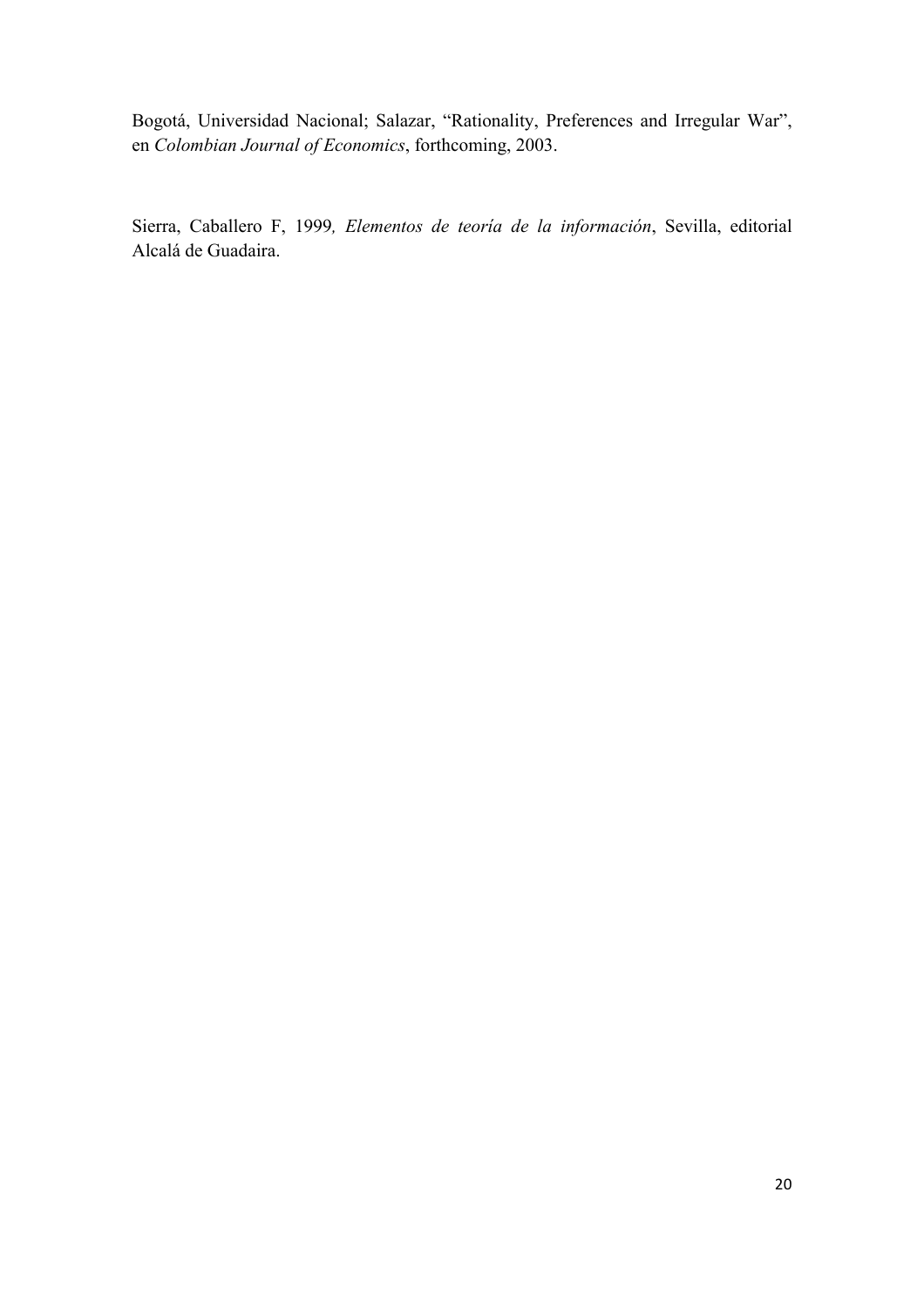Bogotá, Universidad Nacional; Salazar, "Rationality, Preferences and Irregular War", en *Colombian Journal of Economics*, forthcoming, 2003.

Sierra, Caballero F, 1999*, Elementos de teoría de la información*, Sevilla, editorial Alcalá de Guadaira.